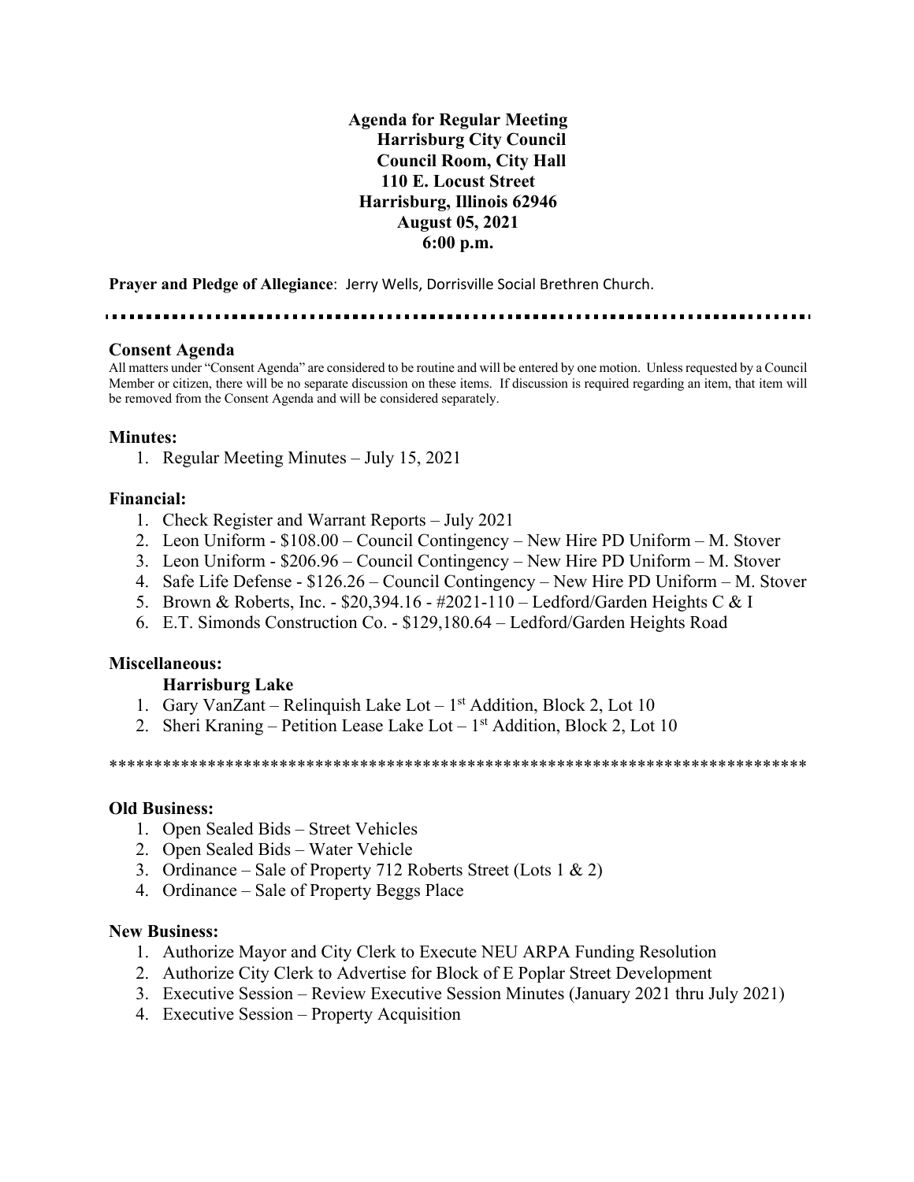# Agenda for Regular Meeting
## Harrisburg City Council
## Council Room, City Hall
## 110 E. Locust Street
## Harrisburg, Illinois 62946
## August 05, 2021
## 6:00 p.m.

**Prayer and Pledge of Allegiance**: Jerry Wells, Dorrisville Social Brethren Church.

---

### Consent Agenda

All matters under "Consent Agenda" are considered to be routine and will be entered by one motion. Unless requested by a Council Member or citizen, there will be no separate discussion on these items. If discussion is required regarding an item, that item will be removed from the Consent Agenda and will be considered separately.

### Minutes:

1. Regular Meeting Minutes – July 15, 2021

### Financial:

1. Check Register and Warrant Reports – July 2021
2. Leon Uniform - $108.00 – Council Contingency – New Hire PD Uniform – M. Stover
3. Leon Uniform - $206.96 – Council Contingency – New Hire PD Uniform – M. Stover
4. Safe Life Defense - $126.26 – Council Contingency – New Hire PD Uniform – M. Stover
5. Brown & Roberts, Inc. - $20,394.16 - #2021-110 – Ledford/Garden Heights C & I
6. E.T. Simonds Construction Co. - $129,180.64 – Ledford/Garden Heights Road

### Miscellaneous:

**Harrisburg Lake**

1. Gary VanZant – Relinquish Lake Lot – 1st Addition, Block 2, Lot 10
2. Sheri Kraning – Petition Lease Lake Lot – 1st Addition, Block 2, Lot 10

*******************************************************************************

### Old Business:

1. Open Sealed Bids – Street Vehicles
2. Open Sealed Bids – Water Vehicle
3. Ordinance – Sale of Property 712 Roberts Street (Lots 1 & 2)
4. Ordinance – Sale of Property Beggs Place

### New Business:

1. Authorize Mayor and City Clerk to Execute NEU ARPA Funding Resolution
2. Authorize City Clerk to Advertise for Block of E Poplar Street Development
3. Executive Session – Review Executive Session Minutes (January 2021 thru July 2021)
4. Executive Session – Property Acquisition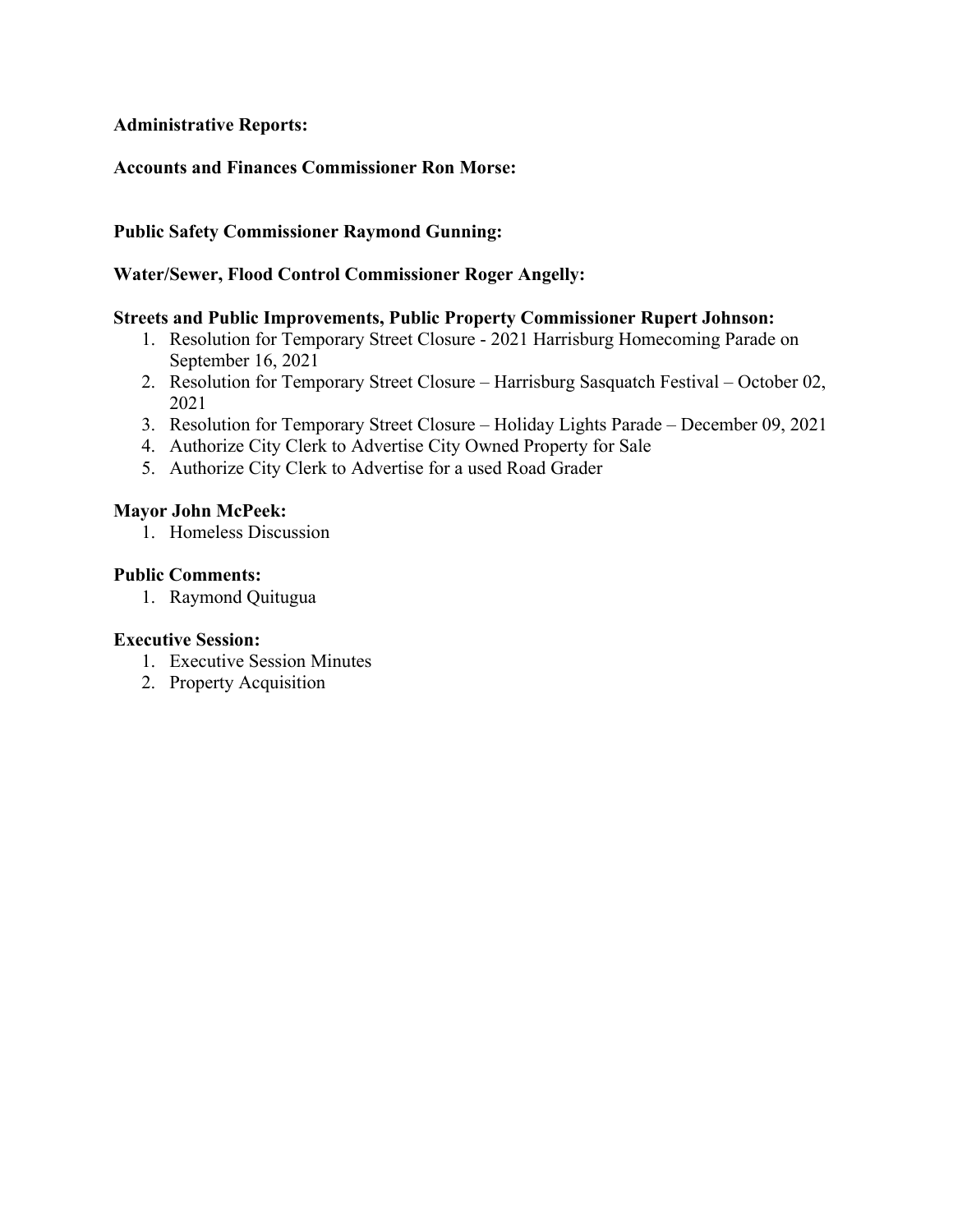**Administrative Reports:**

**Accounts and Finances Commissioner Ron Morse:**

**Public Safety Commissioner Raymond Gunning:**

**Water/Sewer, Flood Control Commissioner Roger Angelly:**

**Streets and Public Improvements, Public Property Commissioner Rupert Johnson:**

1. Resolution for Temporary Street Closure - 2021 Harrisburg Homecoming Parade on September 16, 2021
2. Resolution for Temporary Street Closure – Harrisburg Sasquatch Festival – October 02, 2021
3. Resolution for Temporary Street Closure – Holiday Lights Parade – December 09, 2021
4. Authorize City Clerk to Advertise City Owned Property for Sale
5. Authorize City Clerk to Advertise for a used Road Grader

**Mayor John McPeek:**

1. Homeless Discussion

**Public Comments:**

1. Raymond Quitugua

**Executive Session:**

1. Executive Session Minutes
2. Property Acquisition